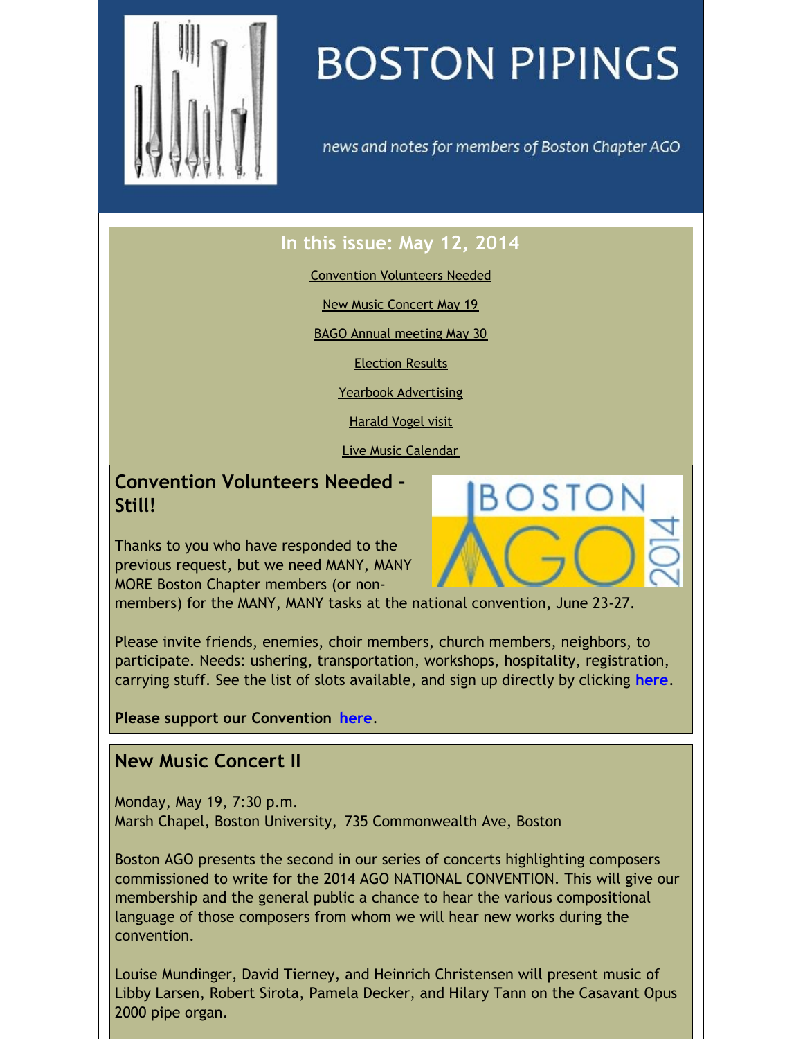# BOSTON PIPINGS

*news and notes for members of Boston Chapter AGO*

## In this issue: May 12, 2014

Convention Volunteers Needed

New Music Concert May 19

BAGO Annual meeting May 30

Election Results

Yearbook Advertising

Harald Vogel visit

Live Music Calendar

## Convention Volunteers Needed - Still!

Thanks to you who have responded to the previous request, but we need MANY, MANY MORE Boston Chapter members (or non-members) for the MANY, MANY tasks at the national convention, June 23-27.

Please invite friends, enemies, choir members, church members, neighbors, to participate. Needs: ushering, transportation, workshops, hospitality, registration, carrying stuff. See the list of slots available, and sign up directly by clicking **here**.

**Please support our Convention here.**

## New Music Concert II

Monday, May 19, 7:30 p.m.
Marsh Chapel, Boston University, 735 Commonwealth Ave, Boston

Boston AGO presents the second in our series of concerts highlighting composers commissioned to write for the 2014 AGO NATIONAL CONVENTION. This will give our membership and the general public a chance to hear the various compositional language of those composers from whom we will hear new works during the convention.

Louise Mundinger, David Tierney, and Heinrich Christensen will present music of Libby Larsen, Robert Sirota, Pamela Decker, and Hilary Tann on the Casavant Opus 2000 pipe organ.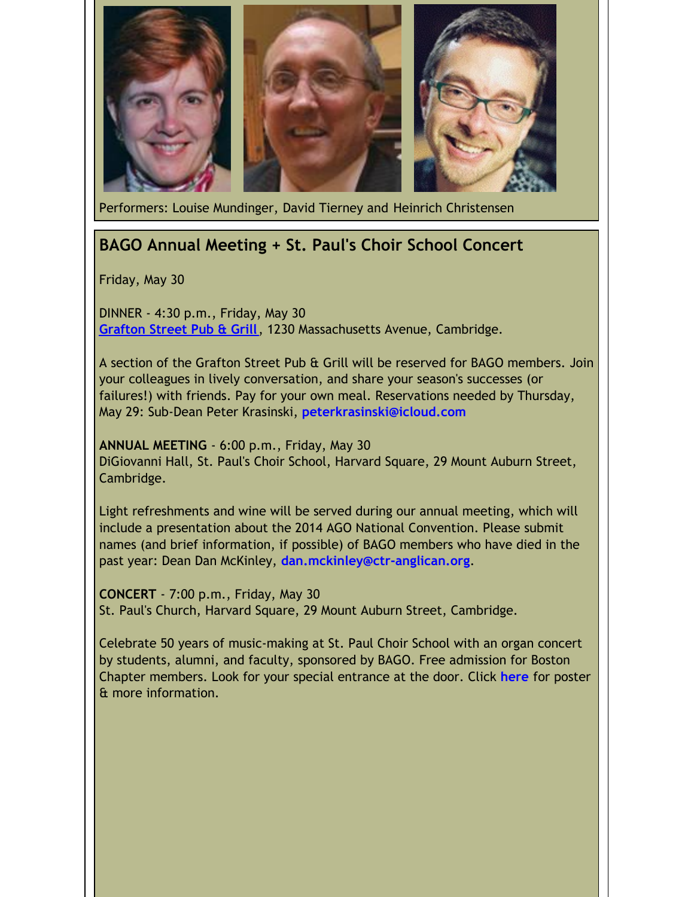Performers: Louise Mundinger, David Tierney and Heinrich Christensen

## BAGO Annual Meeting + St. Paul's Choir School Concert

Friday, May 30

DINNER - 4:30 p.m., Friday, May 30
Grafton Street Pub & Grill, 1230 Massachusetts Avenue, Cambridge.

A section of the Grafton Street Pub & Grill will be reserved for BAGO members. Join your colleagues in lively conversation, and share your season's successes (or failures!) with friends. Pay for your own meal. Reservations needed by Thursday, May 29: Sub-Dean Peter Krasinski, **peterkrasinski@icloud.com**

**ANNUAL MEETING** - 6:00 p.m., Friday, May 30
DiGiovanni Hall, St. Paul's Choir School, Harvard Square, 29 Mount Auburn Street, Cambridge.

Light refreshments and wine will be served during our annual meeting, which will include a presentation about the 2014 AGO National Convention. Please submit names (and brief information, if possible) of BAGO members who have died in the past year: Dean Dan McKinley, **dan.mckinley@ctr-anglican.org**.

**CONCERT** - 7:00 p.m., Friday, May 30
St. Paul's Church, Harvard Square, 29 Mount Auburn Street, Cambridge.

Celebrate 50 years of music-making at St. Paul Choir School with an organ concert by students, alumni, and faculty, sponsored by BAGO. Free admission for Boston Chapter members. Look for your special entrance at the door. Click **here** for poster & more information.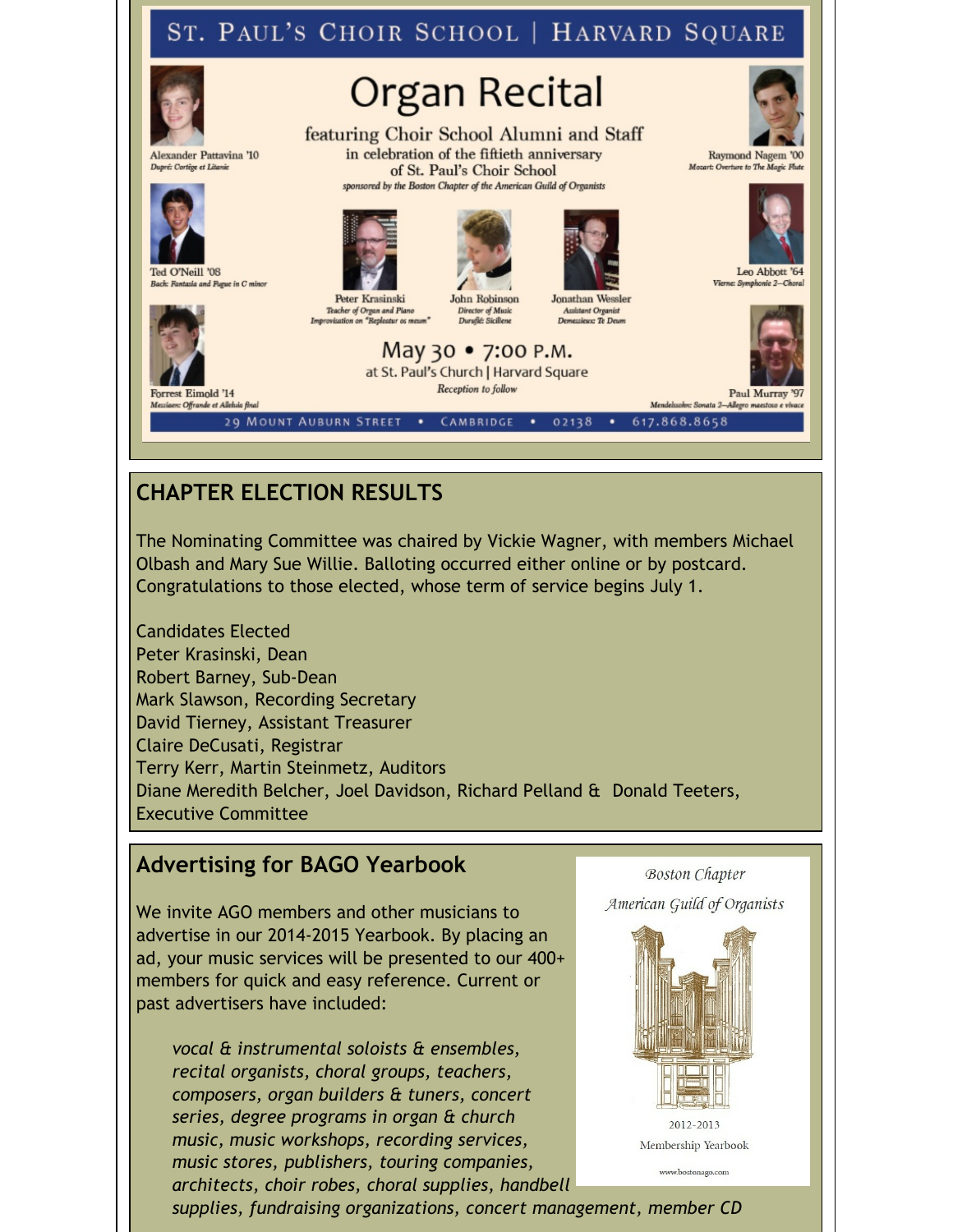# ST. PAUL'S CHOIR SCHOOL | HARVARD SQUARE

## Organ Recital

featuring Choir School Alumni and Staff
in celebration of the fiftieth anniversary
of St. Paul's Choir School

*sponsored by the Boston Chapter of the American Guild of Organists*

Alexander Pattavina '10
*Dupré: Cortège et Litanie*

Ted O'Neill '08
*Bach: Fantasia and Fugue in C minor*

Forrest Eimold '14
*Messiaen: Offrande et Alleluia final*

Peter Krasinski
*Teacher of Organ and Piano*
*Improvisation on "Repleatur os meum"*

John Robinson
*Director of Music*
*Duruflé: Sicilienne*

Jonathan Wessler
*Assistant Organist*
*Demessieux: Te Deum*

Raymond Nagem '00
*Mozart: Overture to The Magic Flute*

Leo Abbott '64
*Vierne: Symphonie 2—Choral*

Paul Murray '97
*Mendelssohn: Sonata 2—Allegro maestoso e vivace*

May 30 • 7:00 P.M.
at St. Paul's Church | Harvard Square
*Reception to follow*

29 MOUNT AUBURN STREET • CAMBRIDGE • 02138 • 617.868.8658

## CHAPTER ELECTION RESULTS

The Nominating Committee was chaired by Vickie Wagner, with members Michael Olbash and Mary Sue Willie. Balloting occurred either online or by postcard. Congratulations to those elected, whose term of service begins July 1.

Candidates Elected
Peter Krasinski, Dean
Robert Barney, Sub-Dean
Mark Slawson, Recording Secretary
David Tierney, Assistant Treasurer
Claire DeCusati, Registrar
Terry Kerr, Martin Steinmetz, Auditors
Diane Meredith Belcher, Joel Davidson, Richard Pelland & Donald Teeters, Executive Committee

## Advertising for BAGO Yearbook

We invite AGO members and other musicians to advertise in our 2014-2015 Yearbook. By placing an ad, your music services will be presented to our 400+ members for quick and easy reference. Current or past advertisers have included:

*vocal & instrumental soloists & ensembles, recital organists, choral groups, teachers, composers, organ builders & tuners, concert series, degree programs in organ & church music, music workshops, recording services, music stores, publishers, touring companies, architects, choir robes, choral supplies, handbell supplies, fundraising organizations, concert management, member CD*

Boston Chapter
American Guild of Organists
2012-2013
Membership Yearbook
www.bostonago.com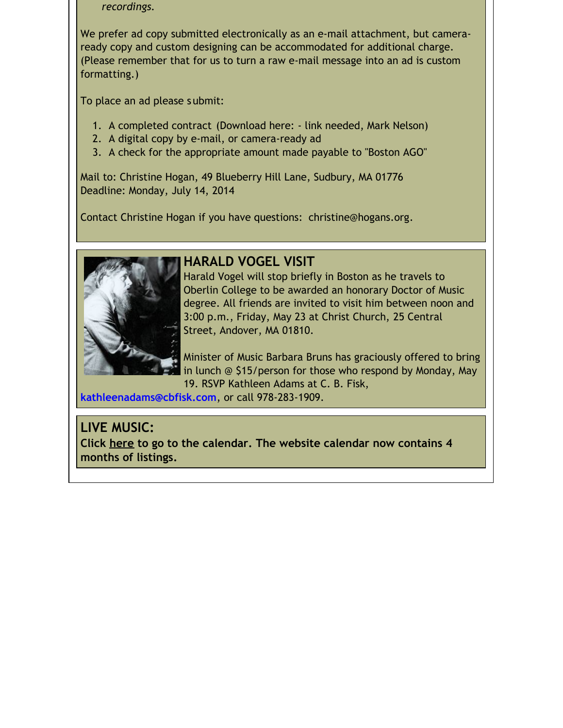*recordings.*

We prefer ad copy submitted electronically as an e-mail attachment, but camera-ready copy and custom designing can be accommodated for additional charge. (Please remember that for us to turn a raw e-mail message into an ad is custom formatting.)

To place an ad please submit:

1. A completed contract (Download here: - link needed, Mark Nelson)
2. A digital copy by e-mail, or camera-ready ad
3. A check for the appropriate amount made payable to "Boston AGO"

Mail to: Christine Hogan, 49 Blueberry Hill Lane, Sudbury, MA 01776
Deadline: Monday, July 14, 2014

Contact Christine Hogan if you have questions: christine@hogans.org.

## HARALD VOGEL VISIT

Harald Vogel will stop briefly in Boston as he travels to Oberlin College to be awarded an honorary Doctor of Music degree. All friends are invited to visit him between noon and 3:00 p.m., Friday, May 23 at Christ Church, 25 Central Street, Andover, MA 01810.

Minister of Music Barbara Bruns has graciously offered to bring in lunch @ $15/person for those who respond by Monday, May 19. RSVP Kathleen Adams at C. B. Fisk, **kathleenadams@cbfisk.com**, or call 978-283-1909.

## LIVE MUSIC:

**Click here to go to the calendar. The website calendar now contains 4 months of listings.**